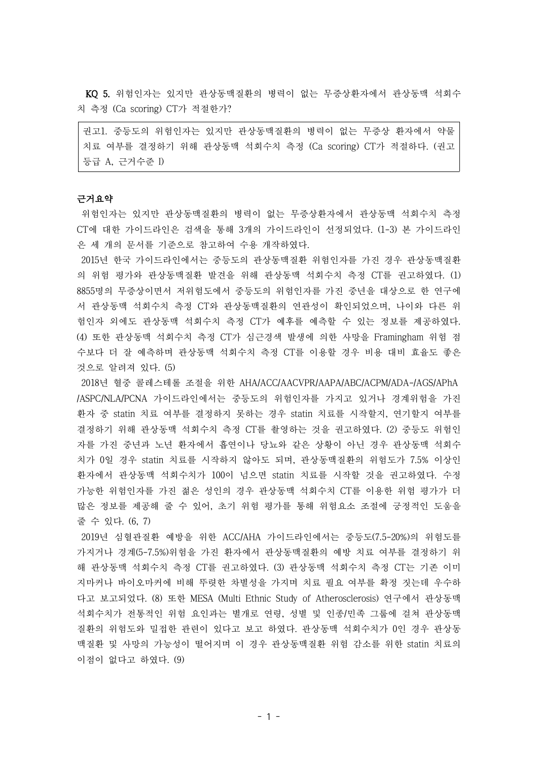**KQ 5.** 위험인자는 있지만 관상동맥질환의 병력이 없는 무증상환자에서 관상동맥 석회수치 측정 (Ca scoring) CT가 적절한가?

> 권고1. 중등도의 위험인자는 있지만 관상동맥질환의 병력이 없는 무증상 환자에서 약물 치료 여부를 결정하기 위해 관상동맥 석회수치 측정 (Ca scoring) CT가 적절하다. (권고등급 A, 근거수준 I)

**근거요약**

위험인자는 있지만 관상동맥질환의 병력이 없는 무증상환자에서 관상동맥 석회수치 측정 CT에 대한 가이드라인은 검색을 통해 3개의 가이드라인이 선정되었다. (1-3) 본 가이드라인은 세 개의 문서를 기준으로 참고하여 수용 개작하였다.

2015년 한국 가이드라인에서는 중등도의 관상동맥질환 위험인자를 가진 경우 관상동맥질환의 위험 평가와 관상동맥질환 발견을 위해 관상동맥 석회수치 측정 CT를 권고하였다. (1) 8855명의 무증상이면서 저위험도에서 중등도의 위험인자를 가진 중년을 대상으로 한 연구에서 관상동맥 석회수치 측정 CT와 관상동맥질환의 연관성이 확인되었으며, 나이와 다른 위험인자 외에도 관상동맥 석회수치 측정 CT가 예후를 예측할 수 있는 정보를 제공하였다. (4) 또한 관상동맥 석회수치 측정 CT가 심근경색 발생에 의한 사망을 Framingham 위험 점수보다 더 잘 예측하며 관상동맥 석회수치 측정 CT를 이용할 경우 비용 대비 효율도 좋은 것으로 알려져 있다. (5)

2018년 혈중 콜레스테롤 조절을 위한 AHA/ACC/AACVPR/AAPA/ABC/ACPM/ADA-/AGS/APhA/ASPC/NLA/PCNA 가이드라인에서는 중등도의 위험인자를 가지고 있거나 경계위험을 가진 환자 중 statin 치료 여부를 결정하지 못하는 경우 statin 치료를 시작할지, 연기할지 여부를 결정하기 위해 관상동맥 석회수치 측정 CT를 촬영하는 것을 권고하였다. (2) 중등도 위험인자를 가진 중년과 노년 환자에서 흡연이나 당뇨와 같은 상황이 아닌 경우 관상동맥 석회수치가 0일 경우 statin 치료를 시작하지 않아도 되며, 관상동맥질환의 위험도가 7.5% 이상인 환자에서 관상동맥 석회수치가 100이 넘으면 statin 치료를 시작할 것을 권고하였다. 수정 가능한 위험인자를 가진 젊은 성인의 경우 관상동맥 석회수치 CT를 이용한 위험 평가가 더 많은 정보를 제공해 줄 수 있어, 초기 위험 평가를 통해 위험요소 조절에 긍정적인 도움을 줄 수 있다. (6, 7)

2019년 심혈관질환 예방을 위한 ACC/AHA 가이드라인에서는 중등도(7.5-20%)의 위험도를 가지거나 경계(5-7.5%)위험을 가진 환자에서 관상동맥질환의 예방 치료 여부를 결정하기 위해 관상동맥 석회수치 측정 CT를 권고하였다. (3) 관상동맥 석회수치 측정 CT는 기존 이미지마커나 바이오마커에 비해 뚜렷한 차별성을 가지며 치료 필요 여부를 확정 짓는데 우수하다고 보고되었다. (8) 또한 MESA (Multi Ethnic Study of Atherosclerosis) 연구에서 관상동맥 석회수치가 전통적인 위험 요인과는 별개로 연령, 성별 및 인종/민족 그룹에 걸쳐 관상동맥질환의 위험도와 밀접한 관련이 있다고 보고 하였다. 관상동맥 석회수치가 0인 경우 관상동맥질환 및 사망의 가능성이 떨어지며 이 경우 관상동맥질환 위험 감소를 위한 statin 치료의 이점이 없다고 하였다. (9)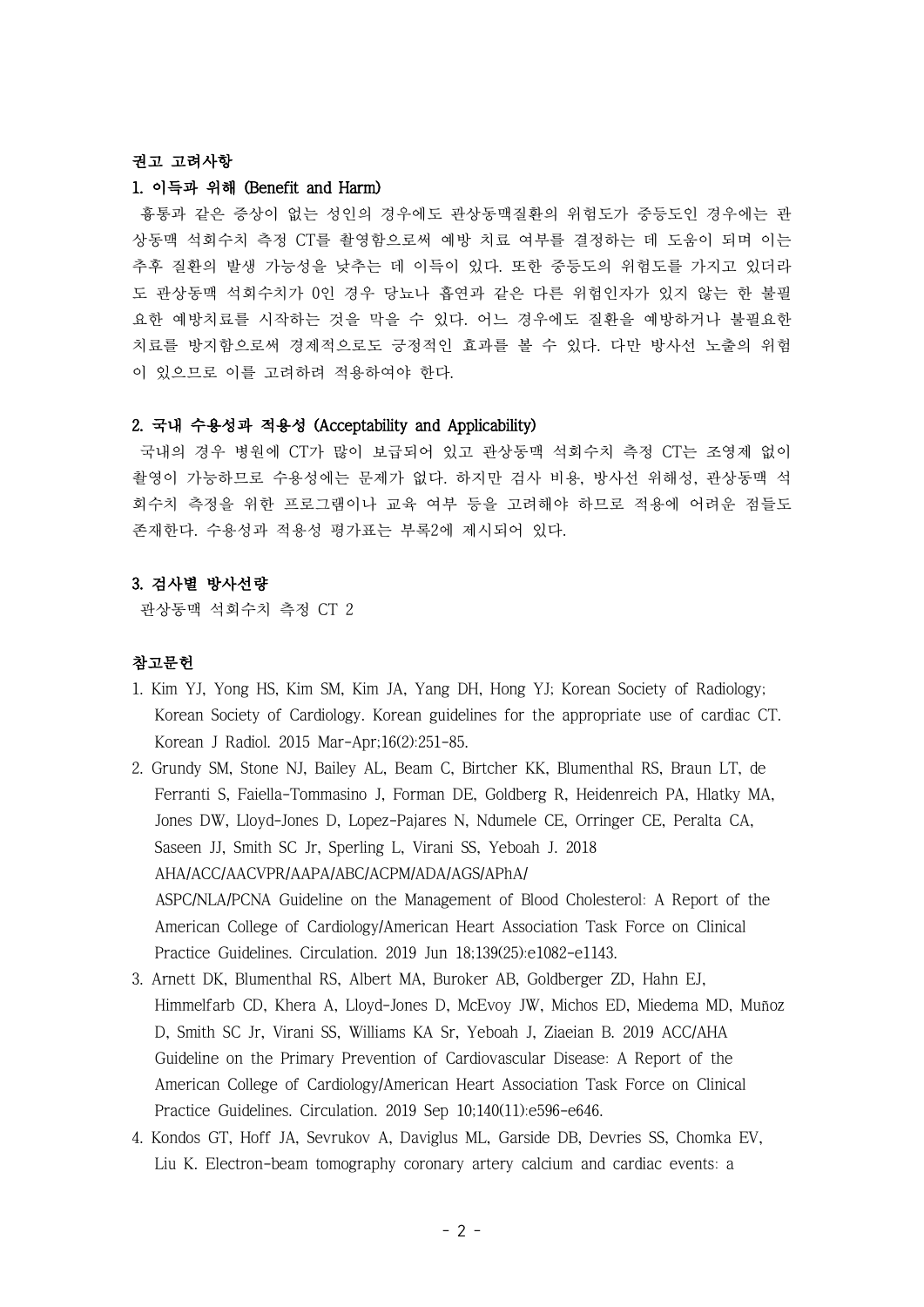**권고 고려사항**

**1. 이득과 위해 (Benefit and Harm)**

흉통과 같은 증상이 없는 성인의 경우에도 관상동맥질환의 위험도가 중등도인 경우에는 관상동맥 석회수치 측정 CT를 촬영함으로써 예방 치료 여부를 결정하는 데 도움이 되며 이는 추후 질환의 발생 가능성을 낮추는 데 이득이 있다. 또한 중등도의 위험도를 가지고 있더라도 관상동맥 석회수치가 0인 경우 당뇨나 흡연과 같은 다른 위험인자가 있지 않는 한 불필요한 예방치료를 시작하는 것을 막을 수 있다. 어느 경우에도 질환을 예방하거나 불필요한 치료를 방지함으로써 경제적으로도 긍정적인 효과를 볼 수 있다. 다만 방사선 노출의 위험이 있으므로 이를 고려하려 적용하여야 한다.

**2. 국내 수용성과 적용성 (Acceptability and Applicability)**

국내의 경우 병원에 CT가 많이 보급되어 있고 관상동맥 석회수치 측정 CT는 조영제 없이 촬영이 가능하므로 수용성에는 문제가 없다. 하지만 검사 비용, 방사선 위해성, 관상동맥 석회수치 측정을 위한 프로그램이나 교육 여부 등을 고려해야 하므로 적용에 어려운 점들도 존재한다. 수용성과 적용성 평가표는 부록2에 제시되어 있다.

**3. 검사별 방사선량**

관상동맥 석회수치 측정 CT 2

**참고문헌**

1. Kim YJ, Yong HS, Kim SM, Kim JA, Yang DH, Hong YJ; Korean Society of Radiology; Korean Society of Cardiology. Korean guidelines for the appropriate use of cardiac CT. Korean J Radiol. 2015 Mar-Apr;16(2):251-85.
2. Grundy SM, Stone NJ, Bailey AL, Beam C, Birtcher KK, Blumenthal RS, Braun LT, de Ferranti S, Faiella-Tommasino J, Forman DE, Goldberg R, Heidenreich PA, Hlatky MA, Jones DW, Lloyd-Jones D, Lopez-Pajares N, Ndumele CE, Orringer CE, Peralta CA, Saseen JJ, Smith SC Jr, Sperling L, Virani SS, Yeboah J. 2018 AHA/ACC/AACVPR/AAPA/ABC/ACPM/ADA/AGS/APhA/ASPC/NLA/PCNA Guideline on the Management of Blood Cholesterol: A Report of the American College of Cardiology/American Heart Association Task Force on Clinical Practice Guidelines. Circulation. 2019 Jun 18;139(25):e1082-e1143.
3. Arnett DK, Blumenthal RS, Albert MA, Buroker AB, Goldberger ZD, Hahn EJ, Himmelfarb CD, Khera A, Lloyd-Jones D, McEvoy JW, Michos ED, Miedema MD, Muñoz D, Smith SC Jr, Virani SS, Williams KA Sr, Yeboah J, Ziaeian B. 2019 ACC/AHA Guideline on the Primary Prevention of Cardiovascular Disease: A Report of the American College of Cardiology/American Heart Association Task Force on Clinical Practice Guidelines. Circulation. 2019 Sep 10;140(11):e596-e646.
4. Kondos GT, Hoff JA, Sevrukov A, Daviglus ML, Garside DB, Devries SS, Chomka EV, Liu K. Electron-beam tomography coronary artery calcium and cardiac events: a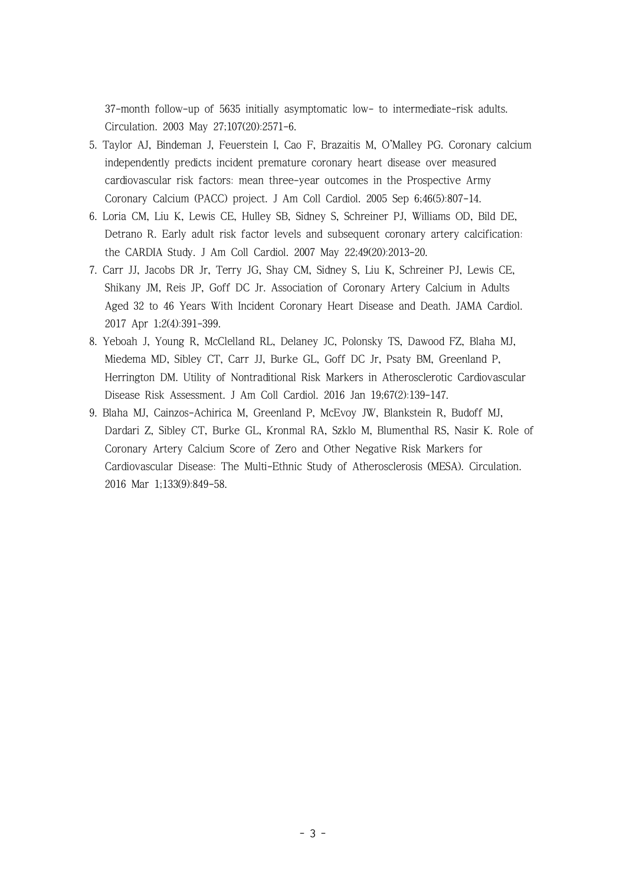37-month follow-up of 5635 initially asymptomatic low- to intermediate-risk adults. Circulation. 2003 May 27;107(20):2571-6.

5. Taylor AJ, Bindeman J, Feuerstein I, Cao F, Brazaitis M, O'Malley PG. Coronary calcium independently predicts incident premature coronary heart disease over measured cardiovascular risk factors: mean three-year outcomes in the Prospective Army Coronary Calcium (PACC) project. J Am Coll Cardiol. 2005 Sep 6;46(5):807-14.
6. Loria CM, Liu K, Lewis CE, Hulley SB, Sidney S, Schreiner PJ, Williams OD, Bild DE, Detrano R. Early adult risk factor levels and subsequent coronary artery calcification: the CARDIA Study. J Am Coll Cardiol. 2007 May 22;49(20):2013-20.
7. Carr JJ, Jacobs DR Jr, Terry JG, Shay CM, Sidney S, Liu K, Schreiner PJ, Lewis CE, Shikany JM, Reis JP, Goff DC Jr. Association of Coronary Artery Calcium in Adults Aged 32 to 46 Years With Incident Coronary Heart Disease and Death. JAMA Cardiol. 2017 Apr 1;2(4):391-399.
8. Yeboah J, Young R, McClelland RL, Delaney JC, Polonsky TS, Dawood FZ, Blaha MJ, Miedema MD, Sibley CT, Carr JJ, Burke GL, Goff DC Jr, Psaty BM, Greenland P, Herrington DM. Utility of Nontraditional Risk Markers in Atherosclerotic Cardiovascular Disease Risk Assessment. J Am Coll Cardiol. 2016 Jan 19;67(2):139-147.
9. Blaha MJ, Cainzos-Achirica M, Greenland P, McEvoy JW, Blankstein R, Budoff MJ, Dardari Z, Sibley CT, Burke GL, Kronmal RA, Szklo M, Blumenthal RS, Nasir K. Role of Coronary Artery Calcium Score of Zero and Other Negative Risk Markers for Cardiovascular Disease: The Multi-Ethnic Study of Atherosclerosis (MESA). Circulation. 2016 Mar 1;133(9):849-58.